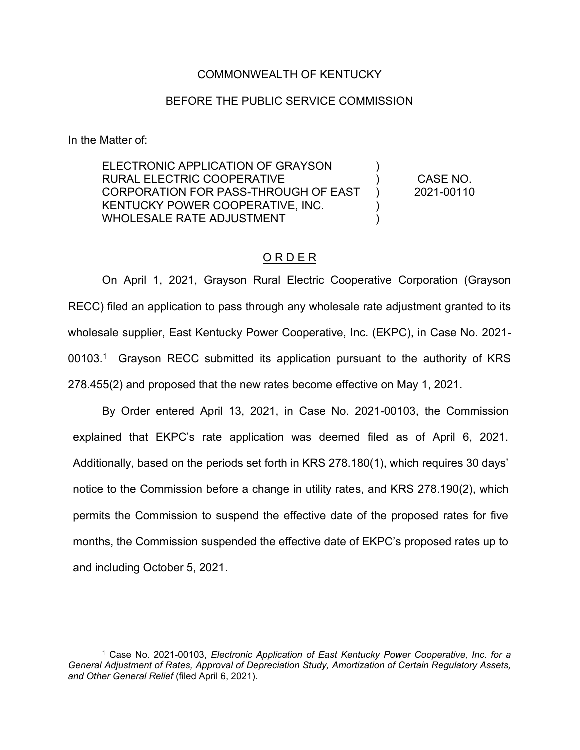COMMONWEALTH OF KENTUCKY

BEFORE THE PUBLIC SERVICE COMMISSION

In the Matter of:

| | | |
|---|---|---|
| ELECTRONIC APPLICATION OF GRAYSON RURAL ELECTRIC COOPERATIVE CORPORATION FOR PASS-THROUGH OF EAST KENTUCKY POWER COOPERATIVE, INC. WHOLESALE RATE ADJUSTMENT | ) ) ) ) ) | CASE NO. 2021-00110 |

## O R D E R

On April 1, 2021, Grayson Rural Electric Cooperative Corporation (Grayson RECC) filed an application to pass through any wholesale rate adjustment granted to its wholesale supplier, East Kentucky Power Cooperative, Inc. (EKPC), in Case No. 2021-00103.[1] Grayson RECC submitted its application pursuant to the authority of KRS 278.455(2) and proposed that the new rates become effective on May 1, 2021.

By Order entered April 13, 2021, in Case No. 2021-00103, the Commission explained that EKPC's rate application was deemed filed as of April 6, 2021. Additionally, based on the periods set forth in KRS 278.180(1), which requires 30 days' notice to the Commission before a change in utility rates, and KRS 278.190(2), which permits the Commission to suspend the effective date of the proposed rates for five months, the Commission suspended the effective date of EKPC's proposed rates up to and including October 5, 2021.

[1] Case No. 2021-00103, *Electronic Application of East Kentucky Power Cooperative, Inc. for a General Adjustment of Rates, Approval of Depreciation Study, Amortization of Certain Regulatory Assets, and Other General Relief* (filed April 6, 2021).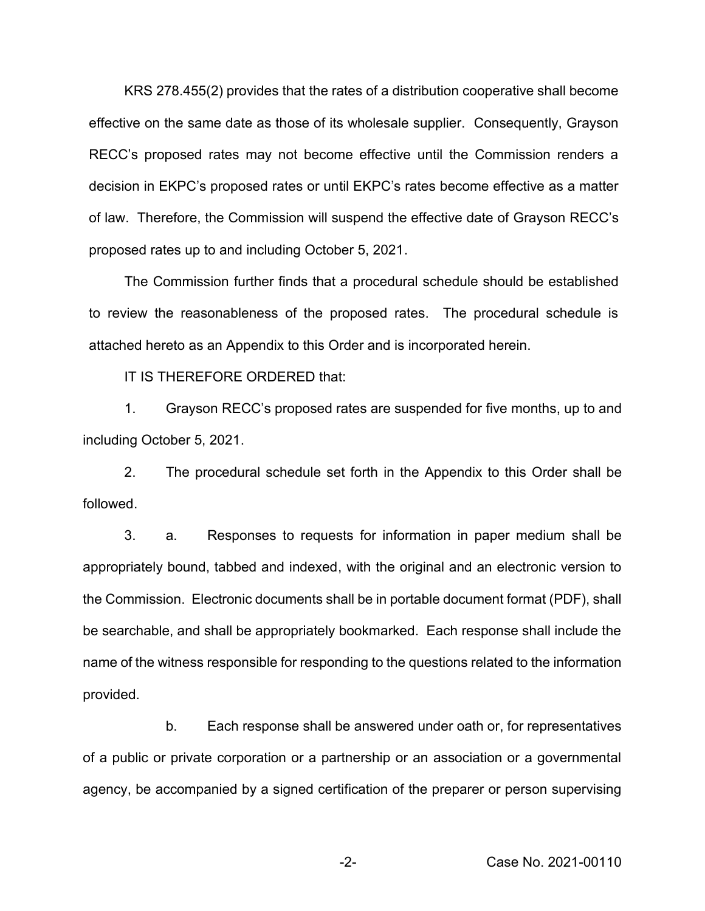KRS 278.455(2) provides that the rates of a distribution cooperative shall become effective on the same date as those of its wholesale supplier. Consequently, Grayson RECC's proposed rates may not become effective until the Commission renders a decision in EKPC's proposed rates or until EKPC's rates become effective as a matter of law. Therefore, the Commission will suspend the effective date of Grayson RECC's proposed rates up to and including October 5, 2021.

The Commission further finds that a procedural schedule should be established to review the reasonableness of the proposed rates. The procedural schedule is attached hereto as an Appendix to this Order and is incorporated herein.

IT IS THEREFORE ORDERED that:

1. Grayson RECC's proposed rates are suspended for five months, up to and including October 5, 2021.

2. The procedural schedule set forth in the Appendix to this Order shall be followed.

3. a. Responses to requests for information in paper medium shall be appropriately bound, tabbed and indexed, with the original and an electronic version to the Commission. Electronic documents shall be in portable document format (PDF), shall be searchable, and shall be appropriately bookmarked. Each response shall include the name of the witness responsible for responding to the questions related to the information provided.

b. Each response shall be answered under oath or, for representatives of a public or private corporation or a partnership or an association or a governmental agency, be accompanied by a signed certification of the preparer or person supervising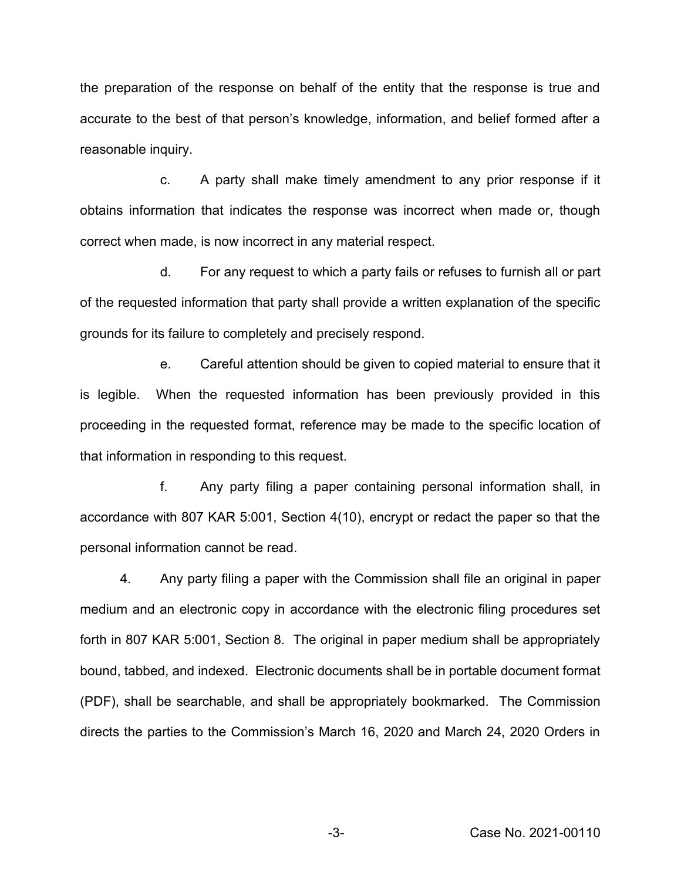the preparation of the response on behalf of the entity that the response is true and accurate to the best of that person's knowledge, information, and belief formed after a reasonable inquiry.

c. A party shall make timely amendment to any prior response if it obtains information that indicates the response was incorrect when made or, though correct when made, is now incorrect in any material respect.

d. For any request to which a party fails or refuses to furnish all or part of the requested information that party shall provide a written explanation of the specific grounds for its failure to completely and precisely respond.

e. Careful attention should be given to copied material to ensure that it is legible. When the requested information has been previously provided in this proceeding in the requested format, reference may be made to the specific location of that information in responding to this request.

f. Any party filing a paper containing personal information shall, in accordance with 807 KAR 5:001, Section 4(10), encrypt or redact the paper so that the personal information cannot be read.

4. Any party filing a paper with the Commission shall file an original in paper medium and an electronic copy in accordance with the electronic filing procedures set forth in 807 KAR 5:001, Section 8. The original in paper medium shall be appropriately bound, tabbed, and indexed. Electronic documents shall be in portable document format (PDF), shall be searchable, and shall be appropriately bookmarked. The Commission directs the parties to the Commission's March 16, 2020 and March 24, 2020 Orders in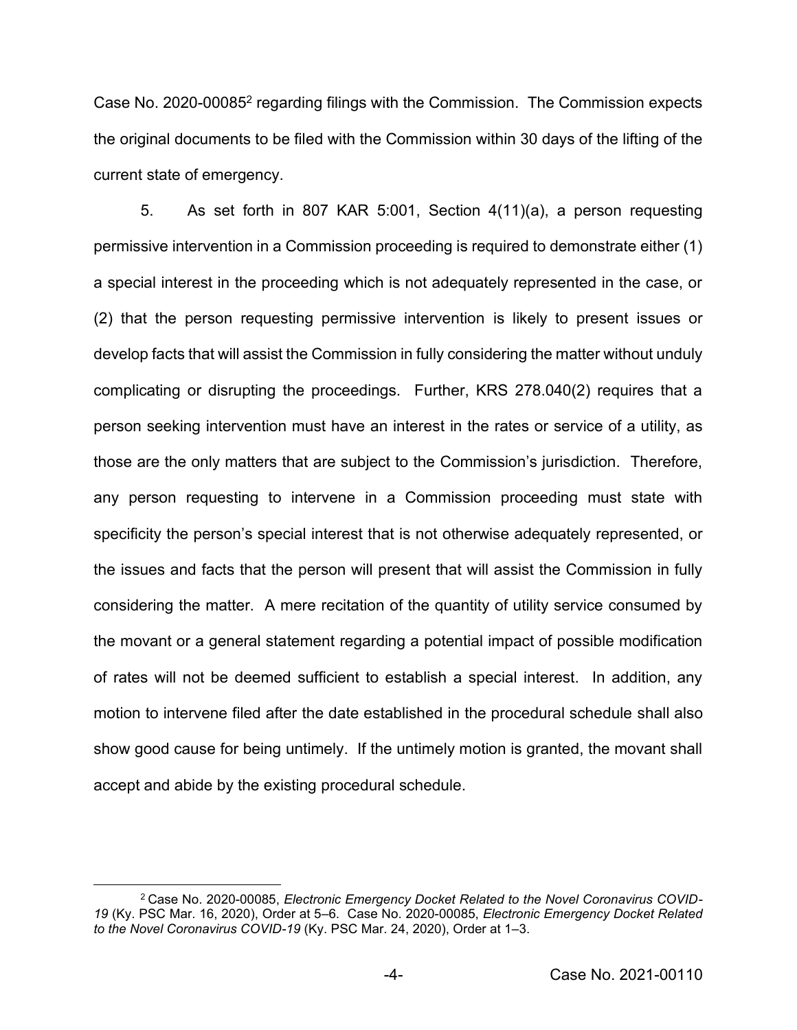Case No. 2020-00085[2] regarding filings with the Commission. The Commission expects the original documents to be filed with the Commission within 30 days of the lifting of the current state of emergency.

5. As set forth in 807 KAR 5:001, Section 4(11)(a), a person requesting permissive intervention in a Commission proceeding is required to demonstrate either (1) a special interest in the proceeding which is not adequately represented in the case, or (2) that the person requesting permissive intervention is likely to present issues or develop facts that will assist the Commission in fully considering the matter without unduly complicating or disrupting the proceedings. Further, KRS 278.040(2) requires that a person seeking intervention must have an interest in the rates or service of a utility, as those are the only matters that are subject to the Commission's jurisdiction. Therefore, any person requesting to intervene in a Commission proceeding must state with specificity the person's special interest that is not otherwise adequately represented, or the issues and facts that the person will present that will assist the Commission in fully considering the matter. A mere recitation of the quantity of utility service consumed by the movant or a general statement regarding a potential impact of possible modification of rates will not be deemed sufficient to establish a special interest. In addition, any motion to intervene filed after the date established in the procedural schedule shall also show good cause for being untimely. If the untimely motion is granted, the movant shall accept and abide by the existing procedural schedule.

---

[2] Case No. 2020-00085, *Electronic Emergency Docket Related to the Novel Coronavirus COVID-19* (Ky. PSC Mar. 16, 2020), Order at 5–6. Case No. 2020-00085, *Electronic Emergency Docket Related to the Novel Coronavirus COVID-19* (Ky. PSC Mar. 24, 2020), Order at 1–3.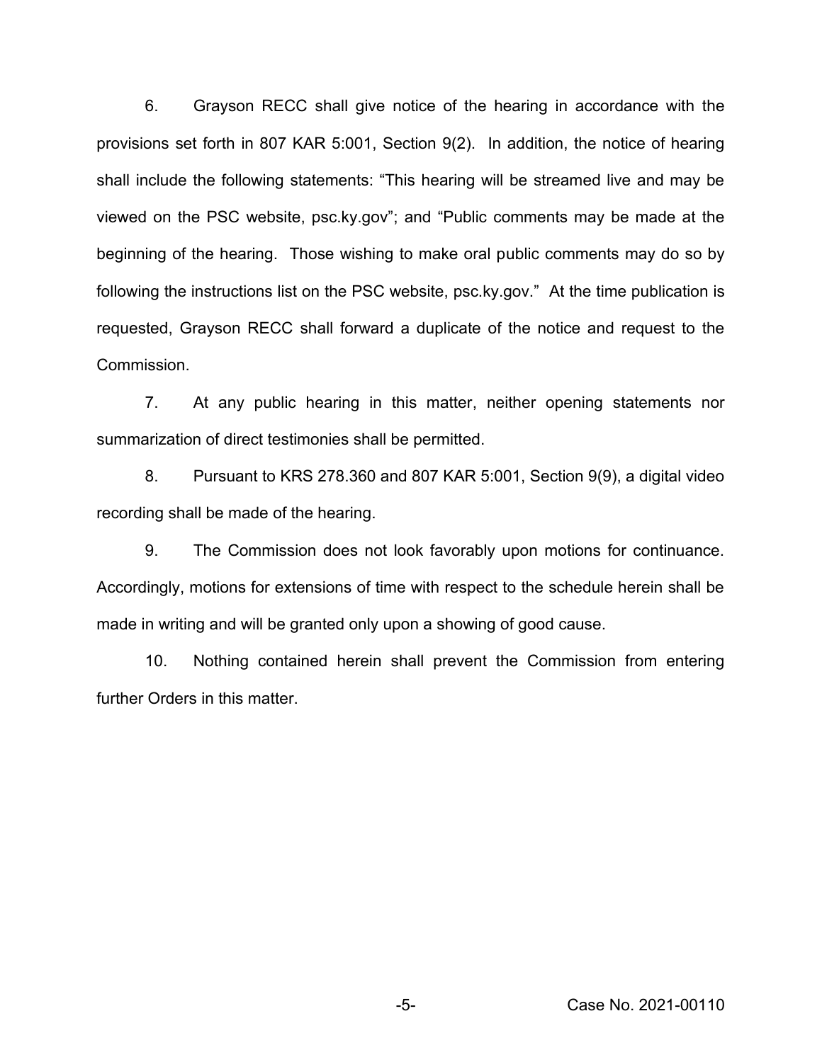6. Grayson RECC shall give notice of the hearing in accordance with the provisions set forth in 807 KAR 5:001, Section 9(2). In addition, the notice of hearing shall include the following statements: "This hearing will be streamed live and may be viewed on the PSC website, psc.ky.gov"; and "Public comments may be made at the beginning of the hearing. Those wishing to make oral public comments may do so by following the instructions list on the PSC website, psc.ky.gov." At the time publication is requested, Grayson RECC shall forward a duplicate of the notice and request to the Commission.

7. At any public hearing in this matter, neither opening statements nor summarization of direct testimonies shall be permitted.

8. Pursuant to KRS 278.360 and 807 KAR 5:001, Section 9(9), a digital video recording shall be made of the hearing.

9. The Commission does not look favorably upon motions for continuance. Accordingly, motions for extensions of time with respect to the schedule herein shall be made in writing and will be granted only upon a showing of good cause.

10. Nothing contained herein shall prevent the Commission from entering further Orders in this matter.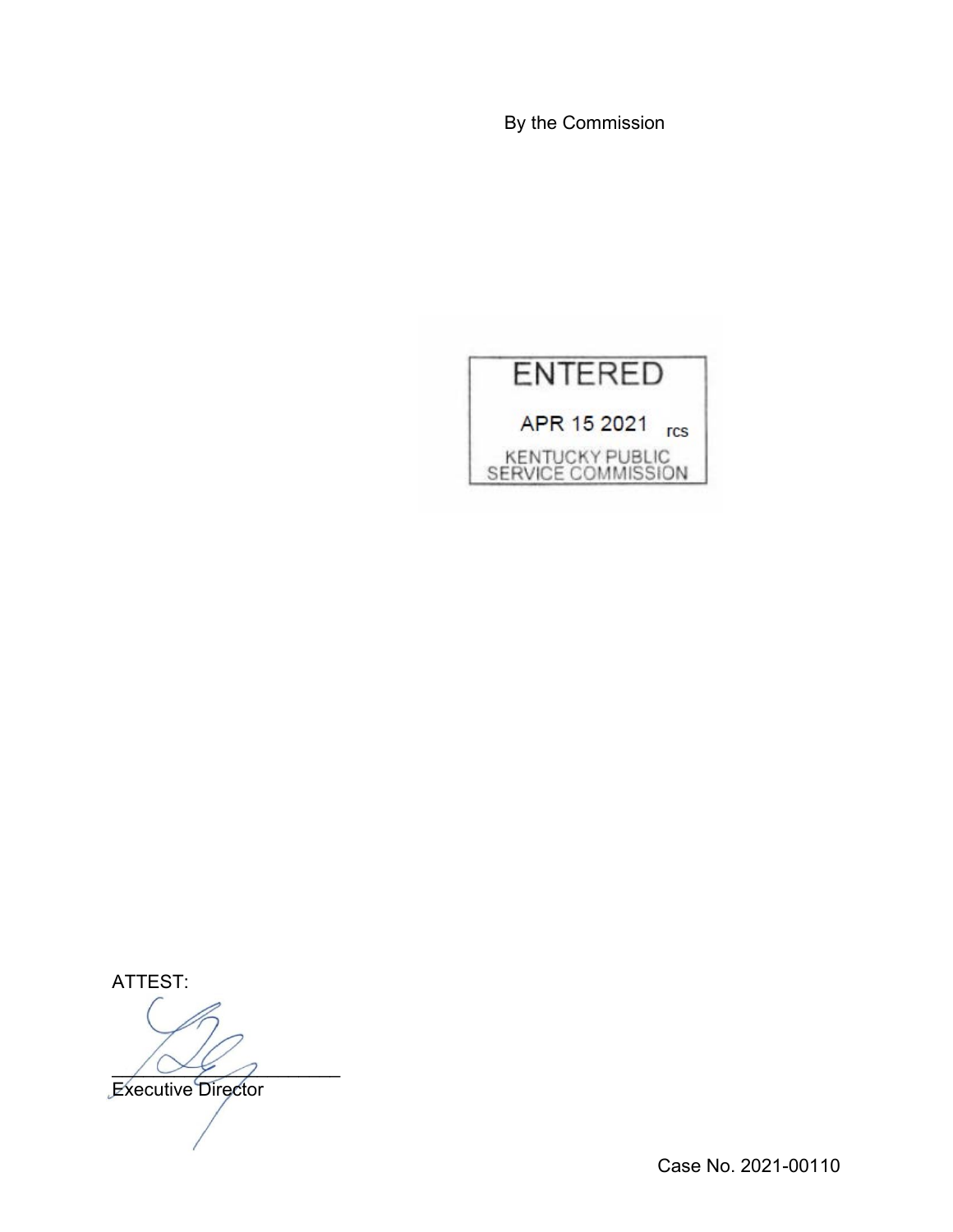By the Commission

ENTERED

APR 15 2021 rcs

KENTUCKY PUBLIC SERVICE COMMISSION

ATTEST:

\_\_\_\_\_\_\_\_\_\_\_\_\_\_\_\_\_\_\_\_\_\_

Executive Director

Case No. 2021-00110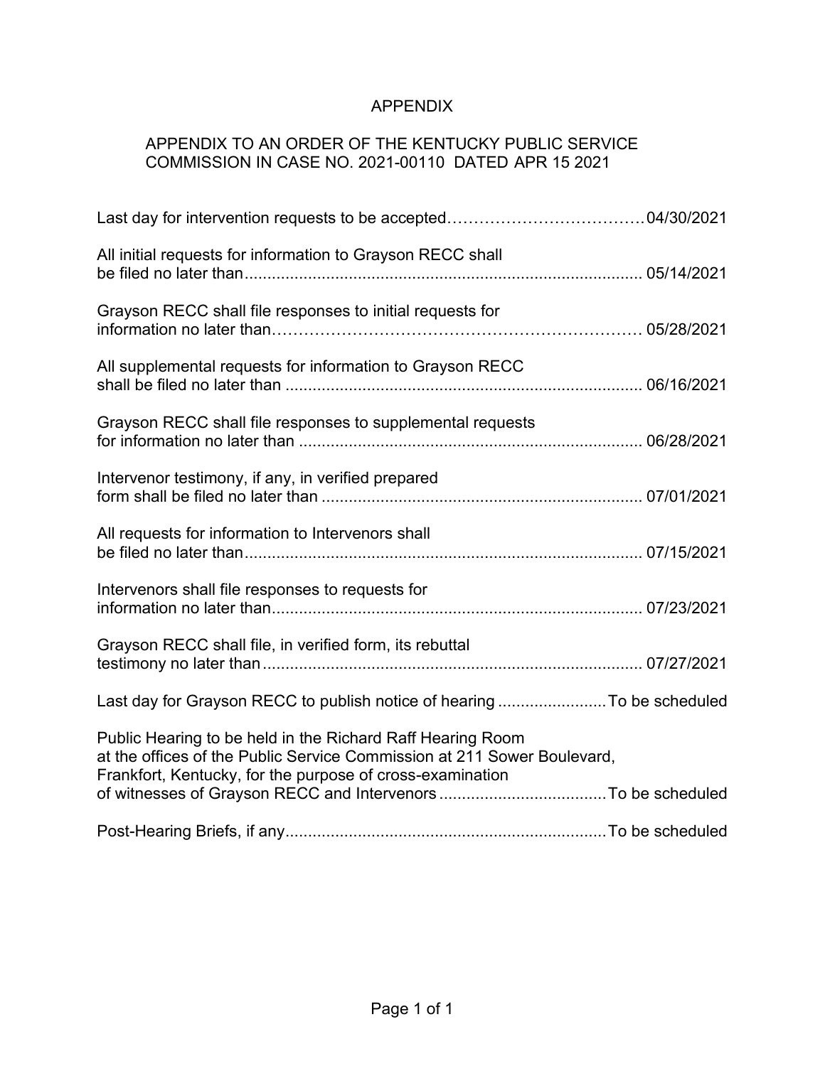# APPENDIX

APPENDIX TO AN ORDER OF THE KENTUCKY PUBLIC SERVICE COMMISSION IN CASE NO. 2021-00110 DATED APR 15 2021

| | |
|---|---|
| Last day for intervention requests to be accepted | 04/30/2021 |
| All initial requests for information to Grayson RECC shall be filed no later than | 05/14/2021 |
| Grayson RECC shall file responses to initial requests for information no later than | 05/28/2021 |
| All supplemental requests for information to Grayson RECC shall be filed no later than | 06/16/2021 |
| Grayson RECC shall file responses to supplemental requests for information no later than | 06/28/2021 |
| Intervenor testimony, if any, in verified prepared form shall be filed no later than | 07/01/2021 |
| All requests for information to Intervenors shall be filed no later than | 07/15/2021 |
| Intervenors shall file responses to requests for information no later than | 07/23/2021 |
| Grayson RECC shall file, in verified form, its rebuttal testimony no later than | 07/27/2021 |
| Last day for Grayson RECC to publish notice of hearing | To be scheduled |
| Public Hearing to be held in the Richard Raff Hearing Room at the offices of the Public Service Commission at 211 Sower Boulevard, Frankfort, Kentucky, for the purpose of cross-examination of witnesses of Grayson RECC and Intervenors | To be scheduled |
| Post-Hearing Briefs, if any | To be scheduled |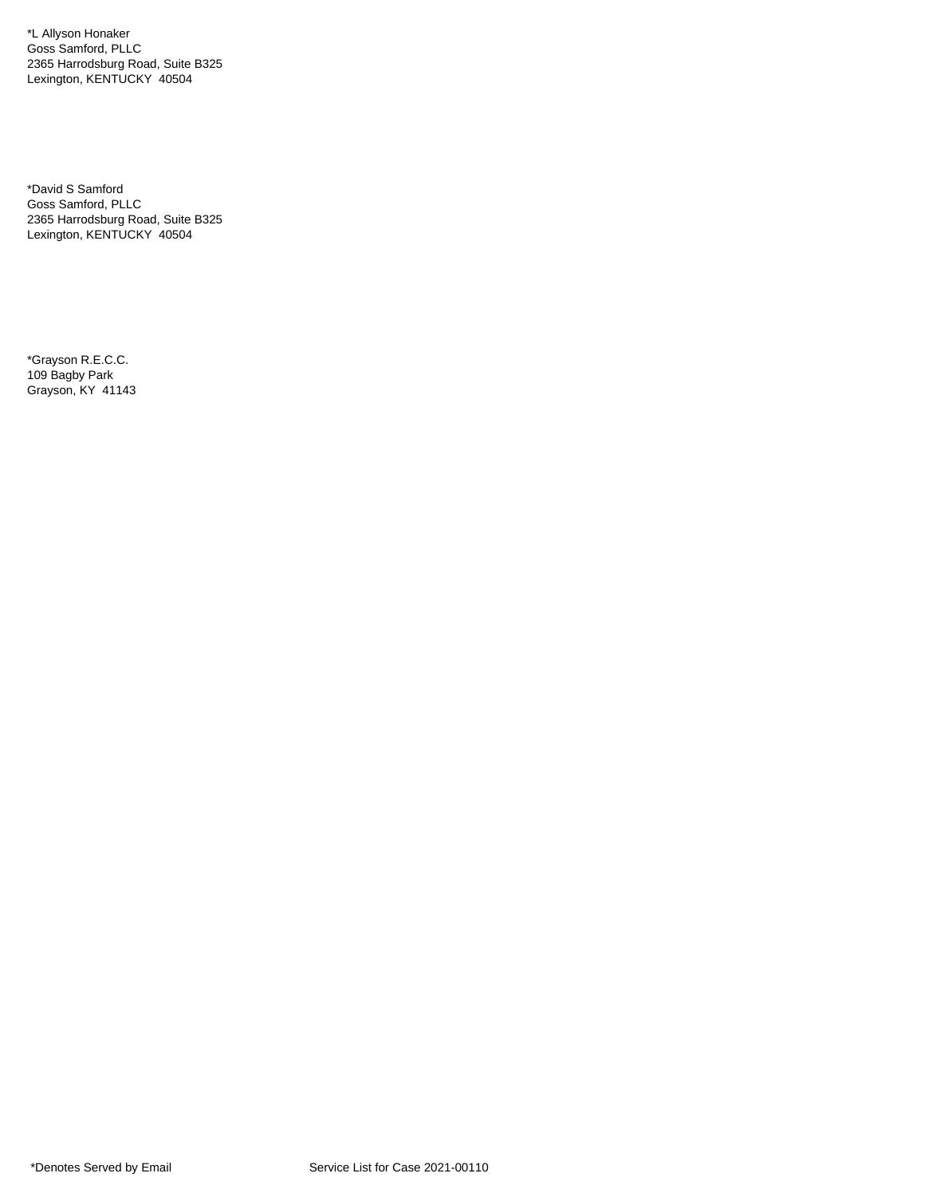*L Allyson Honaker
Goss Samford, PLLC
2365 Harrodsburg Road, Suite B325
Lexington, KENTUCKY 40504

*David S Samford
Goss Samford, PLLC
2365 Harrodsburg Road, Suite B325
Lexington, KENTUCKY 40504

*Grayson R.E.C.C.
109 Bagby Park
Grayson, KY 41143

*Denotes Served by Email

Service List for Case 2021-00110